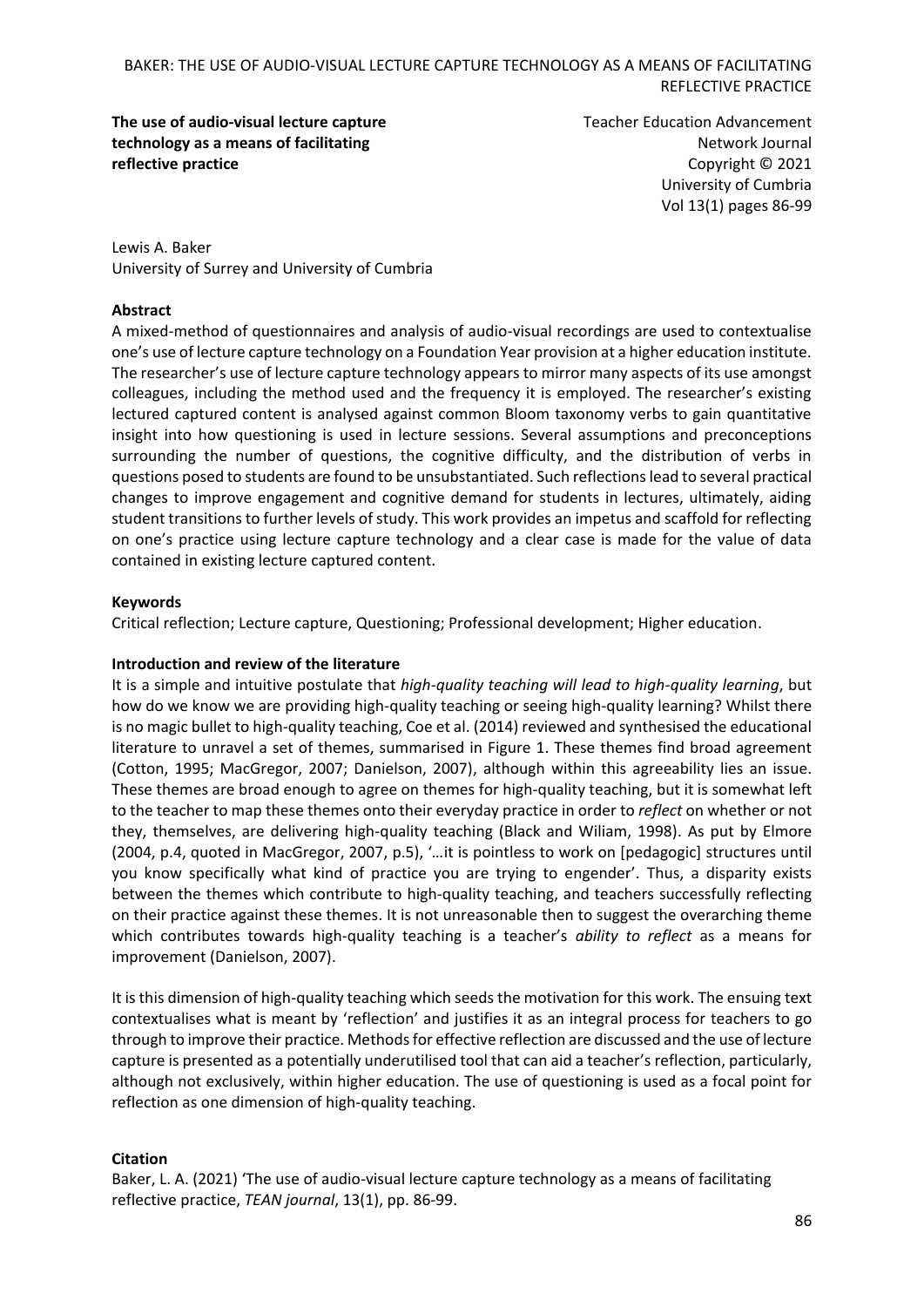**The use of audio-visual lecture capture technology as a means of facilitating reflective practice**

Teacher Education Advancement Network Journal
Copyright © 2021
University of Cumbria
Vol 13(1) pages 86-99

Lewis A. Baker
University of Surrey and University of Cumbria

**Abstract**

A mixed-method of questionnaires and analysis of audio-visual recordings are used to contextualise one's use of lecture capture technology on a Foundation Year provision at a higher education institute. The researcher's use of lecture capture technology appears to mirror many aspects of its use amongst colleagues, including the method used and the frequency it is employed. The researcher's existing lectured captured content is analysed against common Bloom taxonomy verbs to gain quantitative insight into how questioning is used in lecture sessions. Several assumptions and preconceptions surrounding the number of questions, the cognitive difficulty, and the distribution of verbs in questions posed to students are found to be unsubstantiated. Such reflections lead to several practical changes to improve engagement and cognitive demand for students in lectures, ultimately, aiding student transitions to further levels of study. This work provides an impetus and scaffold for reflecting on one's practice using lecture capture technology and a clear case is made for the value of data contained in existing lecture captured content.

**Keywords**

Critical reflection; Lecture capture, Questioning; Professional development; Higher education.

**Introduction and review of the literature**

It is a simple and intuitive postulate that *high-quality teaching will lead to high-quality learning*, but how do we know we are providing high-quality teaching or seeing high-quality learning? Whilst there is no magic bullet to high-quality teaching, Coe et al. (2014) reviewed and synthesised the educational literature to unravel a set of themes, summarised in Figure 1. These themes find broad agreement (Cotton, 1995; MacGregor, 2007; Danielson, 2007), although within this agreeability lies an issue. These themes are broad enough to agree on themes for high-quality teaching, but it is somewhat left to the teacher to map these themes onto their everyday practice in order to *reflect* on whether or not they, themselves, are delivering high-quality teaching (Black and Wiliam, 1998). As put by Elmore (2004, p.4, quoted in MacGregor, 2007, p.5), '…it is pointless to work on [pedagogic] structures until you know specifically what kind of practice you are trying to engender'. Thus, a disparity exists between the themes which contribute to high-quality teaching, and teachers successfully reflecting on their practice against these themes. It is not unreasonable then to suggest the overarching theme which contributes towards high-quality teaching is a teacher's *ability to reflect* as a means for improvement (Danielson, 2007).

It is this dimension of high-quality teaching which seeds the motivation for this work. The ensuing text contextualises what is meant by 'reflection' and justifies it as an integral process for teachers to go through to improve their practice. Methods for effective reflection are discussed and the use of lecture capture is presented as a potentially underutilised tool that can aid a teacher's reflection, particularly, although not exclusively, within higher education. The use of questioning is used as a focal point for reflection as one dimension of high-quality teaching.

**Citation**

Baker, L. A. (2021) 'The use of audio-visual lecture capture technology as a means of facilitating reflective practice, *TEAN journal*, 13(1), pp. 86-99.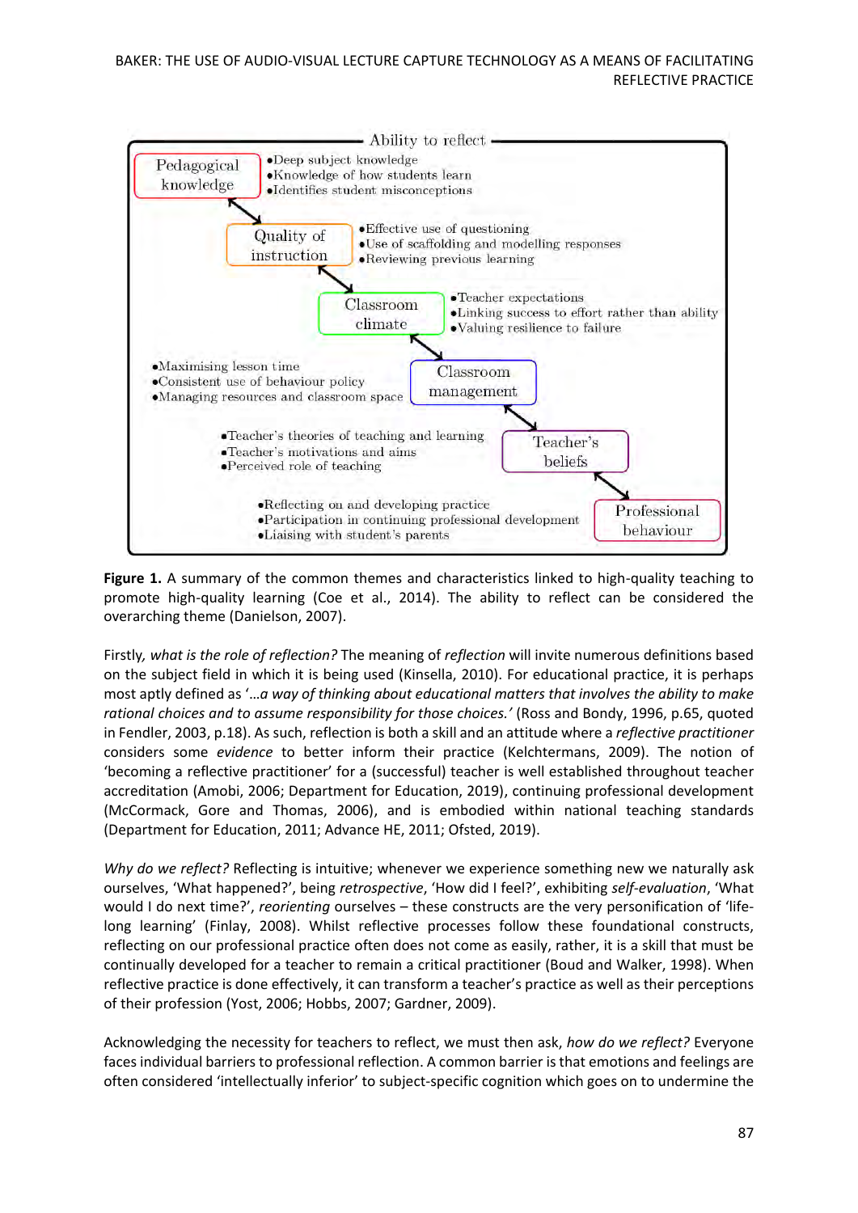Ability to reflect

Pedagogical knowledge
- Deep subject knowledge
- Knowledge of how students learn
- Identifies student misconceptions

Quality of instruction
- Effective use of questioning
- Use of scaffolding and modelling responses
- Reviewing previous learning

Classroom climate
- Teacher expectations
- Linking success to effort rather than ability
- Valuing resilience to failure

Classroom management
- Maximising lesson time
- Consistent use of behaviour policy
- Managing resources and classroom space

Teacher's beliefs
- Teacher's theories of teaching and learning
- Teacher's motivations and aims
- Perceived role of teaching

Professional behaviour
- Reflecting on and developing practice
- Participation in continuing professional development
- Liaising with student's parents

**Figure 1.** A summary of the common themes and characteristics linked to high-quality teaching to promote high-quality learning (Coe et al., 2014). The ability to reflect can be considered the overarching theme (Danielson, 2007).

Firstly, *what is the role of reflection?* The meaning of *reflection* will invite numerous definitions based on the subject field in which it is being used (Kinsella, 2010). For educational practice, it is perhaps most aptly defined as '*…a way of thinking about educational matters that involves the ability to make rational choices and to assume responsibility for those choices.'* (Ross and Bondy, 1996, p.65, quoted in Fendler, 2003, p.18). As such, reflection is both a skill and an attitude where a *reflective practitioner* considers some *evidence* to better inform their practice (Kelchtermans, 2009). The notion of 'becoming a reflective practitioner' for a (successful) teacher is well established throughout teacher accreditation (Amobi, 2006; Department for Education, 2019), continuing professional development (McCormack, Gore and Thomas, 2006), and is embodied within national teaching standards (Department for Education, 2011; Advance HE, 2011; Ofsted, 2019).

*Why do we reflect?* Reflecting is intuitive; whenever we experience something new we naturally ask ourselves, 'What happened?', being *retrospective*, 'How did I feel?', exhibiting *self-evaluation*, 'What would I do next time?', *reorienting* ourselves – these constructs are the very personification of 'life-long learning' (Finlay, 2008). Whilst reflective processes follow these foundational constructs, reflecting on our professional practice often does not come as easily, rather, it is a skill that must be continually developed for a teacher to remain a critical practitioner (Boud and Walker, 1998). When reflective practice is done effectively, it can transform a teacher's practice as well as their perceptions of their profession (Yost, 2006; Hobbs, 2007; Gardner, 2009).

Acknowledging the necessity for teachers to reflect, we must then ask, *how do we reflect?* Everyone faces individual barriers to professional reflection. A common barrier is that emotions and feelings are often considered 'intellectually inferior' to subject-specific cognition which goes on to undermine the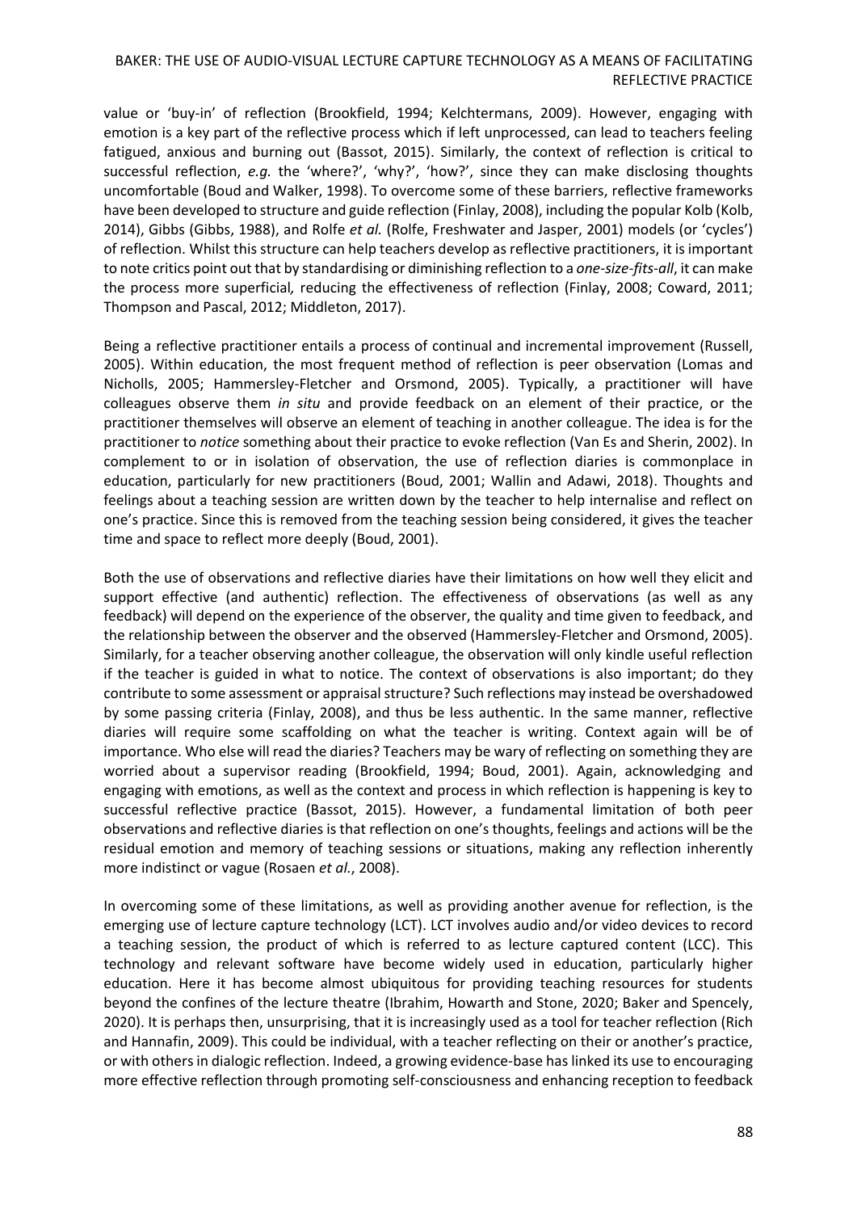value or 'buy-in' of reflection (Brookfield, 1994; Kelchtermans, 2009). However, engaging with emotion is a key part of the reflective process which if left unprocessed, can lead to teachers feeling fatigued, anxious and burning out (Bassot, 2015). Similarly, the context of reflection is critical to successful reflection, *e.g.* the 'where?', 'why?', 'how?', since they can make disclosing thoughts uncomfortable (Boud and Walker, 1998). To overcome some of these barriers, reflective frameworks have been developed to structure and guide reflection (Finlay, 2008), including the popular Kolb (Kolb, 2014), Gibbs (Gibbs, 1988), and Rolfe *et al.* (Rolfe, Freshwater and Jasper, 2001) models (or 'cycles') of reflection. Whilst this structure can help teachers develop as reflective practitioners, it is important to note critics point out that by standardising or diminishing reflection to a *one-size-fits-all*, it can make the process more superficial, reducing the effectiveness of reflection (Finlay, 2008; Coward, 2011; Thompson and Pascal, 2012; Middleton, 2017).

Being a reflective practitioner entails a process of continual and incremental improvement (Russell, 2005). Within education, the most frequent method of reflection is peer observation (Lomas and Nicholls, 2005; Hammersley-Fletcher and Orsmond, 2005). Typically, a practitioner will have colleagues observe them *in situ* and provide feedback on an element of their practice, or the practitioner themselves will observe an element of teaching in another colleague. The idea is for the practitioner to *notice* something about their practice to evoke reflection (Van Es and Sherin, 2002). In complement to or in isolation of observation, the use of reflection diaries is commonplace in education, particularly for new practitioners (Boud, 2001; Wallin and Adawi, 2018). Thoughts and feelings about a teaching session are written down by the teacher to help internalise and reflect on one's practice. Since this is removed from the teaching session being considered, it gives the teacher time and space to reflect more deeply (Boud, 2001).

Both the use of observations and reflective diaries have their limitations on how well they elicit and support effective (and authentic) reflection. The effectiveness of observations (as well as any feedback) will depend on the experience of the observer, the quality and time given to feedback, and the relationship between the observer and the observed (Hammersley-Fletcher and Orsmond, 2005). Similarly, for a teacher observing another colleague, the observation will only kindle useful reflection if the teacher is guided in what to notice. The context of observations is also important; do they contribute to some assessment or appraisal structure? Such reflections may instead be overshadowed by some passing criteria (Finlay, 2008), and thus be less authentic. In the same manner, reflective diaries will require some scaffolding on what the teacher is writing. Context again will be of importance. Who else will read the diaries? Teachers may be wary of reflecting on something they are worried about a supervisor reading (Brookfield, 1994; Boud, 2001). Again, acknowledging and engaging with emotions, as well as the context and process in which reflection is happening is key to successful reflective practice (Bassot, 2015). However, a fundamental limitation of both peer observations and reflective diaries is that reflection on one's thoughts, feelings and actions will be the residual emotion and memory of teaching sessions or situations, making any reflection inherently more indistinct or vague (Rosaen *et al.*, 2008).

In overcoming some of these limitations, as well as providing another avenue for reflection, is the emerging use of lecture capture technology (LCT). LCT involves audio and/or video devices to record a teaching session, the product of which is referred to as lecture captured content (LCC). This technology and relevant software have become widely used in education, particularly higher education. Here it has become almost ubiquitous for providing teaching resources for students beyond the confines of the lecture theatre (Ibrahim, Howarth and Stone, 2020; Baker and Spencely, 2020). It is perhaps then, unsurprising, that it is increasingly used as a tool for teacher reflection (Rich and Hannafin, 2009). This could be individual, with a teacher reflecting on their or another's practice, or with others in dialogic reflection. Indeed, a growing evidence-base has linked its use to encouraging more effective reflection through promoting self-consciousness and enhancing reception to feedback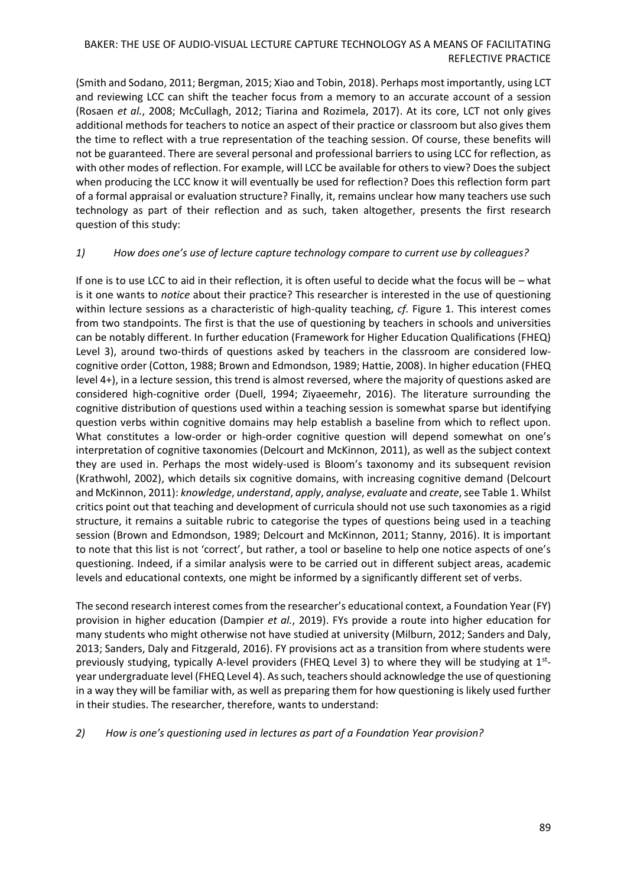(Smith and Sodano, 2011; Bergman, 2015; Xiao and Tobin, 2018). Perhaps most importantly, using LCT and reviewing LCC can shift the teacher focus from a memory to an accurate account of a session (Rosaen *et al.*, 2008; McCullagh, 2012; Tiarina and Rozimela, 2017). At its core, LCT not only gives additional methods for teachers to notice an aspect of their practice or classroom but also gives them the time to reflect with a true representation of the teaching session. Of course, these benefits will not be guaranteed. There are several personal and professional barriers to using LCC for reflection, as with other modes of reflection. For example, will LCC be available for others to view? Does the subject when producing the LCC know it will eventually be used for reflection? Does this reflection form part of a formal appraisal or evaluation structure? Finally, it, remains unclear how many teachers use such technology as part of their reflection and as such, taken altogether, presents the first research question of this study:

*1) How does one's use of lecture capture technology compare to current use by colleagues?*

If one is to use LCC to aid in their reflection, it is often useful to decide what the focus will be – what is it one wants to *notice* about their practice? This researcher is interested in the use of questioning within lecture sessions as a characteristic of high-quality teaching, *cf.* Figure 1. This interest comes from two standpoints. The first is that the use of questioning by teachers in schools and universities can be notably different. In further education (Framework for Higher Education Qualifications (FHEQ) Level 3), around two-thirds of questions asked by teachers in the classroom are considered low-cognitive order (Cotton, 1988; Brown and Edmondson, 1989; Hattie, 2008). In higher education (FHEQ level 4+), in a lecture session, this trend is almost reversed, where the majority of questions asked are considered high-cognitive order (Duell, 1994; Ziyaeemehr, 2016). The literature surrounding the cognitive distribution of questions used within a teaching session is somewhat sparse but identifying question verbs within cognitive domains may help establish a baseline from which to reflect upon. What constitutes a low-order or high-order cognitive question will depend somewhat on one's interpretation of cognitive taxonomies (Delcourt and McKinnon, 2011), as well as the subject context they are used in. Perhaps the most widely-used is Bloom's taxonomy and its subsequent revision (Krathwohl, 2002), which details six cognitive domains, with increasing cognitive demand (Delcourt and McKinnon, 2011): *knowledge*, *understand*, *apply*, *analyse*, *evaluate* and *create*, see Table 1. Whilst critics point out that teaching and development of curricula should not use such taxonomies as a rigid structure, it remains a suitable rubric to categorise the types of questions being used in a teaching session (Brown and Edmondson, 1989; Delcourt and McKinnon, 2011; Stanny, 2016). It is important to note that this list is not 'correct', but rather, a tool or baseline to help one notice aspects of one's questioning. Indeed, if a similar analysis were to be carried out in different subject areas, academic levels and educational contexts, one might be informed by a significantly different set of verbs.

The second research interest comes from the researcher's educational context, a Foundation Year (FY) provision in higher education (Dampier *et al.*, 2019). FYs provide a route into higher education for many students who might otherwise not have studied at university (Milburn, 2012; Sanders and Daly, 2013; Sanders, Daly and Fitzgerald, 2016). FY provisions act as a transition from where students were previously studying, typically A-level providers (FHEQ Level 3) to where they will be studying at 1st-year undergraduate level (FHEQ Level 4). As such, teachers should acknowledge the use of questioning in a way they will be familiar with, as well as preparing them for how questioning is likely used further in their studies. The researcher, therefore, wants to understand:

*2) How is one's questioning used in lectures as part of a Foundation Year provision?*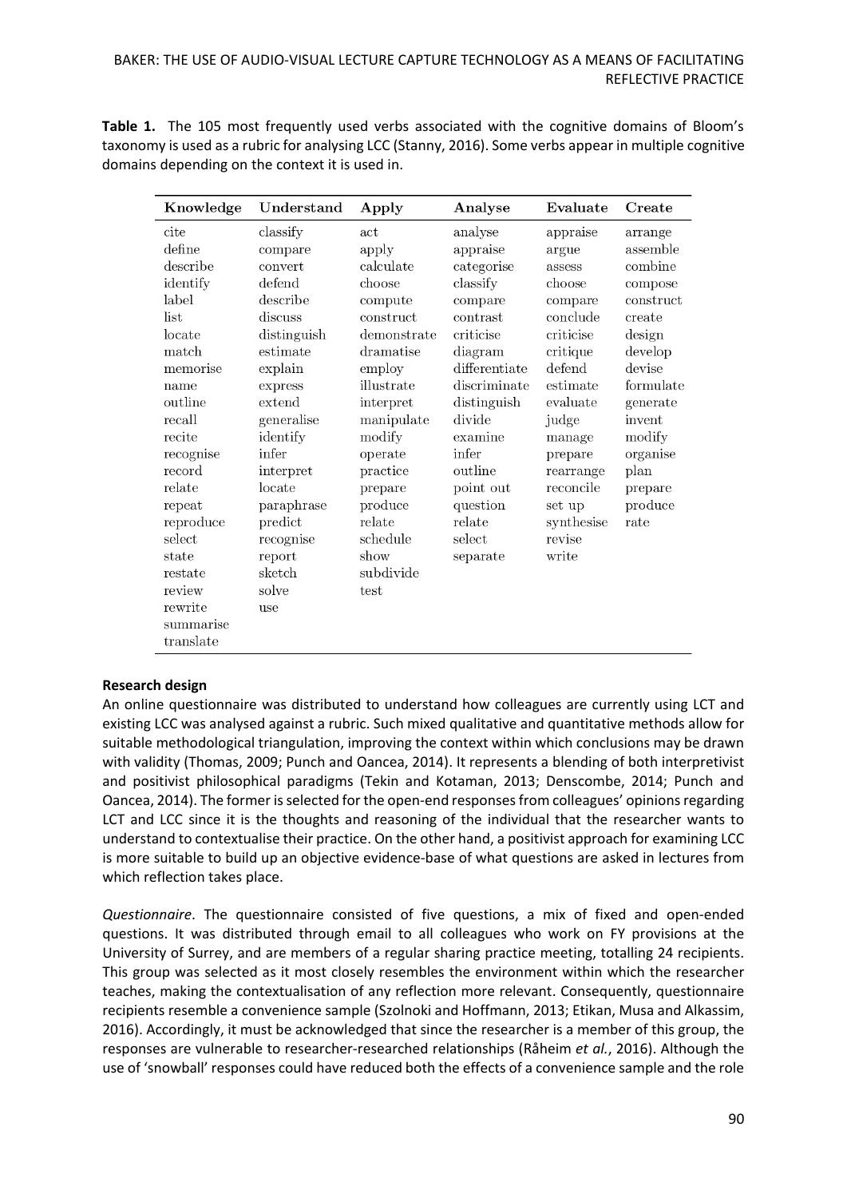**Table 1.** The 105 most frequently used verbs associated with the cognitive domains of Bloom's taxonomy is used as a rubric for analysing LCC (Stanny, 2016). Some verbs appear in multiple cognitive domains depending on the context it is used in.

| Knowledge | Understand | Apply | Analyse | Evaluate | Create |
|---|---|---|---|---|---|
| cite | classify | act | analyse | appraise | arrange |
| define | compare | apply | appraise | argue | assemble |
| describe | convert | calculate | categorise | assess | combine |
| identify | defend | choose | classify | choose | compose |
| label | describe | compute | compare | compare | construct |
| list | discuss | construct | contrast | conclude | create |
| locate | distinguish | demonstrate | criticise | criticise | design |
| match | estimate | dramatise | diagram | critique | develop |
| memorise | explain | employ | differentiate | defend | devise |
| name | express | illustrate | discriminate | estimate | formulate |
| outline | extend | interpret | distinguish | evaluate | generate |
| recall | generalise | manipulate | divide | judge | invent |
| recite | identify | modify | examine | manage | modify |
| recognise | infer | operate | infer | prepare | organise |
| record | interpret | practice | outline | rearrange | plan |
| relate | locate | prepare | point out | reconcile | prepare |
| repeat | paraphrase | produce | question | set up | produce |
| reproduce | predict | relate | relate | synthesise | rate |
| select | recognise | schedule | select | revise | |
| state | report | show | separate | write | |
| restate | sketch | subdivide | | | |
| review | solve | test | | | |
| rewrite | use | | | | |
| summarise | | | | | |
| translate | | | | | |

**Research design**

An online questionnaire was distributed to understand how colleagues are currently using LCT and existing LCC was analysed against a rubric. Such mixed qualitative and quantitative methods allow for suitable methodological triangulation, improving the context within which conclusions may be drawn with validity (Thomas, 2009; Punch and Oancea, 2014). It represents a blending of both interpretivist and positivist philosophical paradigms (Tekin and Kotaman, 2013; Denscombe, 2014; Punch and Oancea, 2014). The former is selected for the open-end responses from colleagues' opinions regarding LCT and LCC since it is the thoughts and reasoning of the individual that the researcher wants to understand to contextualise their practice. On the other hand, a positivist approach for examining LCC is more suitable to build up an objective evidence-base of what questions are asked in lectures from which reflection takes place.

*Questionnaire*. The questionnaire consisted of five questions, a mix of fixed and open-ended questions. It was distributed through email to all colleagues who work on FY provisions at the University of Surrey, and are members of a regular sharing practice meeting, totalling 24 recipients. This group was selected as it most closely resembles the environment within which the researcher teaches, making the contextualisation of any reflection more relevant. Consequently, questionnaire recipients resemble a convenience sample (Szolnoki and Hoffmann, 2013; Etikan, Musa and Alkassim, 2016). Accordingly, it must be acknowledged that since the researcher is a member of this group, the responses are vulnerable to researcher-researched relationships (Råheim *et al.*, 2016). Although the use of 'snowball' responses could have reduced both the effects of a convenience sample and the role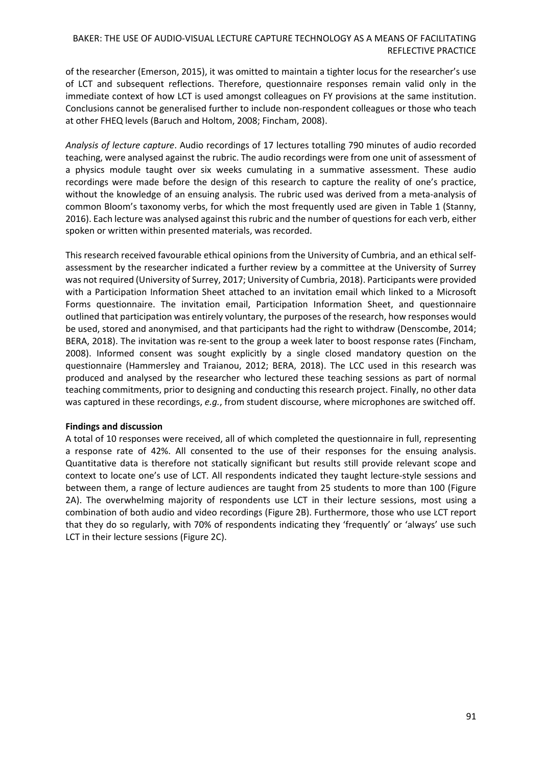of the researcher (Emerson, 2015), it was omitted to maintain a tighter locus for the researcher's use of LCT and subsequent reflections. Therefore, questionnaire responses remain valid only in the immediate context of how LCT is used amongst colleagues on FY provisions at the same institution. Conclusions cannot be generalised further to include non-respondent colleagues or those who teach at other FHEQ levels (Baruch and Holtom, 2008; Fincham, 2008).

*Analysis of lecture capture*. Audio recordings of 17 lectures totalling 790 minutes of audio recorded teaching, were analysed against the rubric. The audio recordings were from one unit of assessment of a physics module taught over six weeks cumulating in a summative assessment. These audio recordings were made before the design of this research to capture the reality of one's practice, without the knowledge of an ensuing analysis. The rubric used was derived from a meta-analysis of common Bloom's taxonomy verbs, for which the most frequently used are given in Table 1 (Stanny, 2016). Each lecture was analysed against this rubric and the number of questions for each verb, either spoken or written within presented materials, was recorded.

This research received favourable ethical opinions from the University of Cumbria, and an ethical self-assessment by the researcher indicated a further review by a committee at the University of Surrey was not required (University of Surrey, 2017; University of Cumbria, 2018). Participants were provided with a Participation Information Sheet attached to an invitation email which linked to a Microsoft Forms questionnaire. The invitation email, Participation Information Sheet, and questionnaire outlined that participation was entirely voluntary, the purposes of the research, how responses would be used, stored and anonymised, and that participants had the right to withdraw (Denscombe, 2014; BERA, 2018). The invitation was re-sent to the group a week later to boost response rates (Fincham, 2008). Informed consent was sought explicitly by a single closed mandatory question on the questionnaire (Hammersley and Traianou, 2012; BERA, 2018). The LCC used in this research was produced and analysed by the researcher who lectured these teaching sessions as part of normal teaching commitments, prior to designing and conducting this research project. Finally, no other data was captured in these recordings, *e.g.*, from student discourse, where microphones are switched off.

**Findings and discussion**

A total of 10 responses were received, all of which completed the questionnaire in full, representing a response rate of 42%. All consented to the use of their responses for the ensuing analysis. Quantitative data is therefore not statically significant but results still provide relevant scope and context to locate one's use of LCT. All respondents indicated they taught lecture-style sessions and between them, a range of lecture audiences are taught from 25 students to more than 100 (Figure 2A). The overwhelming majority of respondents use LCT in their lecture sessions, most using a combination of both audio and video recordings (Figure 2B). Furthermore, those who use LCT report that they do so regularly, with 70% of respondents indicating they 'frequently' or 'always' use such LCT in their lecture sessions (Figure 2C).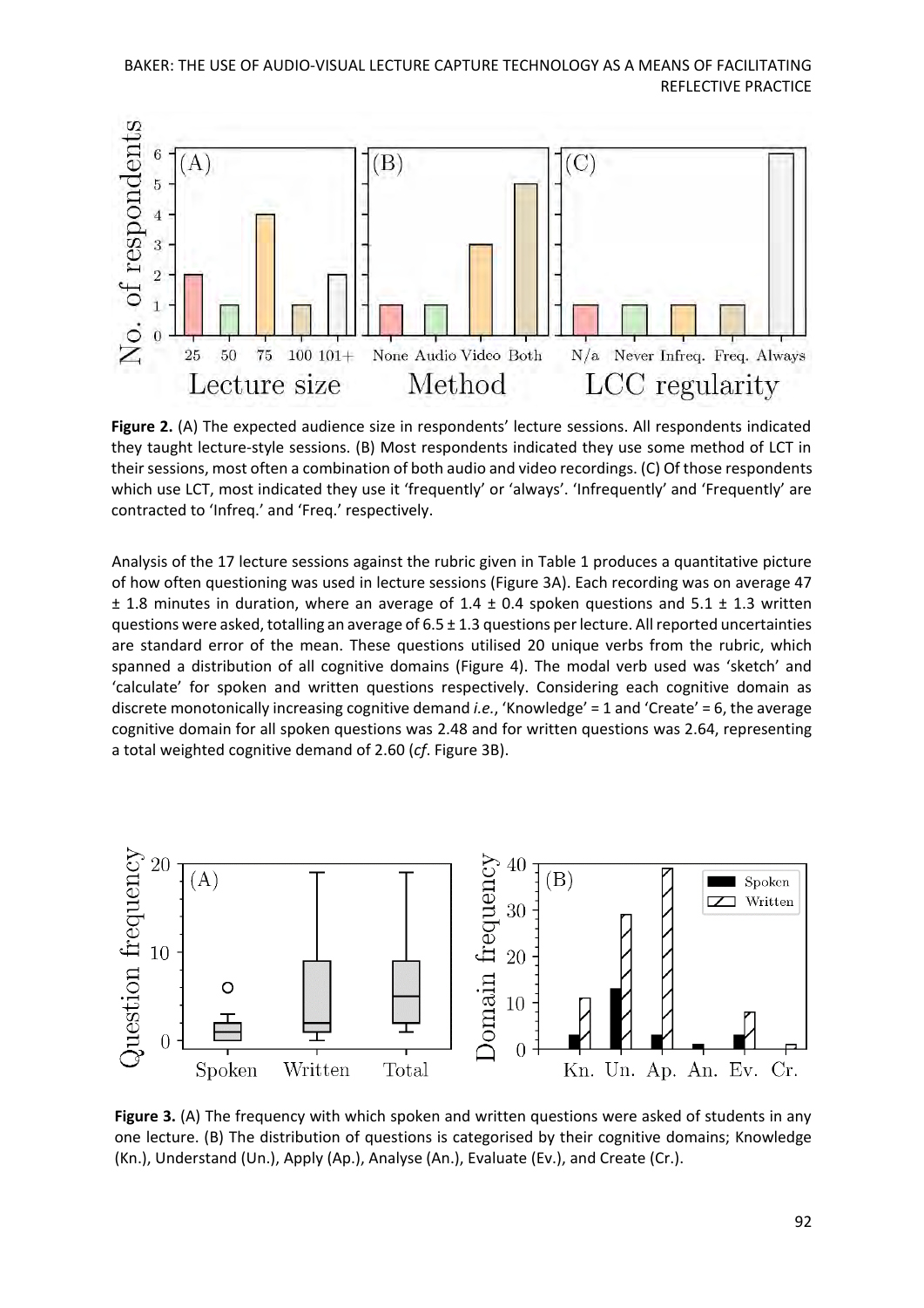No. of respondents

(A)

0 1 2 3 4 5 6

25 50 75 100 101+

Lecture size

(B)

None Audio Video Both

Method

(C)

N/a Never Infreq. Freq. Always

LCC regularity

**Figure 2.** (A) The expected audience size in respondents' lecture sessions. All respondents indicated they taught lecture-style sessions. (B) Most respondents indicated they use some method of LCT in their sessions, most often a combination of both audio and video recordings. (C) Of those respondents which use LCT, most indicated they use it 'frequently' or 'always'. 'Infrequently' and 'Frequently' are contracted to 'Infreq.' and 'Freq.' respectively.

Analysis of the 17 lecture sessions against the rubric given in Table 1 produces a quantitative picture of how often questioning was used in lecture sessions (Figure 3A). Each recording was on average 47 ± 1.8 minutes in duration, where an average of 1.4 ± 0.4 spoken questions and 5.1 ± 1.3 written questions were asked, totalling an average of 6.5 ± 1.3 questions per lecture. All reported uncertainties are standard error of the mean. These questions utilised 20 unique verbs from the rubric, which spanned a distribution of all cognitive domains (Figure 4). The modal verb used was 'sketch' and 'calculate' for spoken and written questions respectively. Considering each cognitive domain as discrete monotonically increasing cognitive demand *i.e.*, 'Knowledge' = 1 and 'Create' = 6, the average cognitive domain for all spoken questions was 2.48 and for written questions was 2.64, representing a total weighted cognitive demand of 2.60 (*cf*. Figure 3B).

Question frequency

(A)

0 10 20

Spoken Written Total

Domain frequency

(B)

0 10 20 30 40

Spoken
Written

Kn. Un. Ap. An. Ev. Cr.

**Figure 3.** (A) The frequency with which spoken and written questions were asked of students in any one lecture. (B) The distribution of questions is categorised by their cognitive domains; Knowledge (Kn.), Understand (Un.), Apply (Ap.), Analyse (An.), Evaluate (Ev.), and Create (Cr.).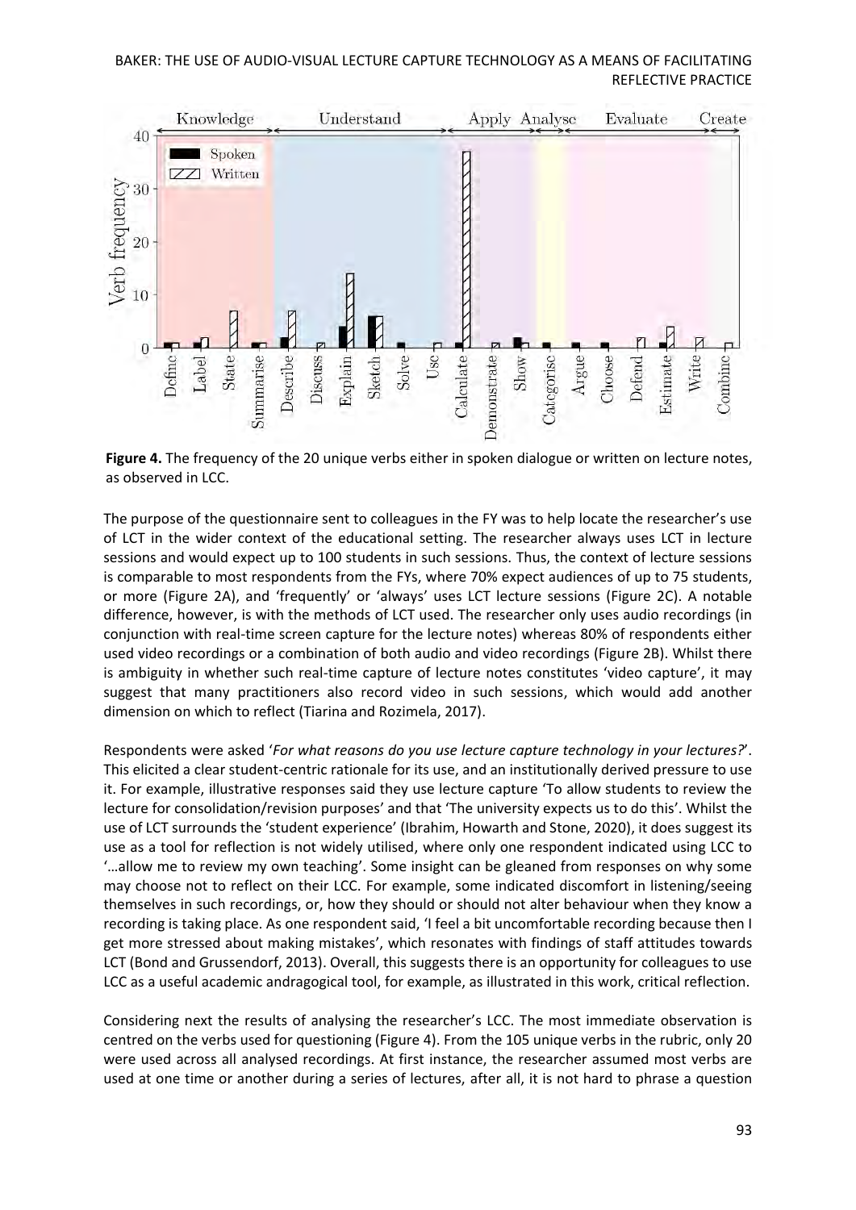Knowledge Understand Apply Analyse Evaluate Create

40

30

20

10

0

Verb frequency

Spoken

Written

Define Label State Summarise Describe Discuss Explain Sketch Solve Use Calculate Demonstrate Show Categorise Argue Choose Defend Estimate Write Combine

**Figure 4.** The frequency of the 20 unique verbs either in spoken dialogue or written on lecture notes, as observed in LCC.

The purpose of the questionnaire sent to colleagues in the FY was to help locate the researcher's use of LCT in the wider context of the educational setting. The researcher always uses LCT in lecture sessions and would expect up to 100 students in such sessions. Thus, the context of lecture sessions is comparable to most respondents from the FYs, where 70% expect audiences of up to 75 students, or more (Figure 2A), and 'frequently' or 'always' uses LCT lecture sessions (Figure 2C). A notable difference, however, is with the methods of LCT used. The researcher only uses audio recordings (in conjunction with real-time screen capture for the lecture notes) whereas 80% of respondents either used video recordings or a combination of both audio and video recordings (Figure 2B). Whilst there is ambiguity in whether such real-time capture of lecture notes constitutes 'video capture', it may suggest that many practitioners also record video in such sessions, which would add another dimension on which to reflect (Tiarina and Rozimela, 2017).

Respondents were asked '*For what reasons do you use lecture capture technology in your lectures?*'. This elicited a clear student-centric rationale for its use, and an institutionally derived pressure to use it. For example, illustrative responses said they use lecture capture 'To allow students to review the lecture for consolidation/revision purposes' and that 'The university expects us to do this'. Whilst the use of LCT surrounds the 'student experience' (Ibrahim, Howarth and Stone, 2020), it does suggest its use as a tool for reflection is not widely utilised, where only one respondent indicated using LCC to '…allow me to review my own teaching'. Some insight can be gleaned from responses on why some may choose not to reflect on their LCC. For example, some indicated discomfort in listening/seeing themselves in such recordings, or, how they should or should not alter behaviour when they know a recording is taking place. As one respondent said, 'I feel a bit uncomfortable recording because then I get more stressed about making mistakes', which resonates with findings of staff attitudes towards LCT (Bond and Grussendorf, 2013). Overall, this suggests there is an opportunity for colleagues to use LCC as a useful academic andragogical tool, for example, as illustrated in this work, critical reflection.

Considering next the results of analysing the researcher's LCC. The most immediate observation is centred on the verbs used for questioning (Figure 4). From the 105 unique verbs in the rubric, only 20 were used across all analysed recordings. At first instance, the researcher assumed most verbs are used at one time or another during a series of lectures, after all, it is not hard to phrase a question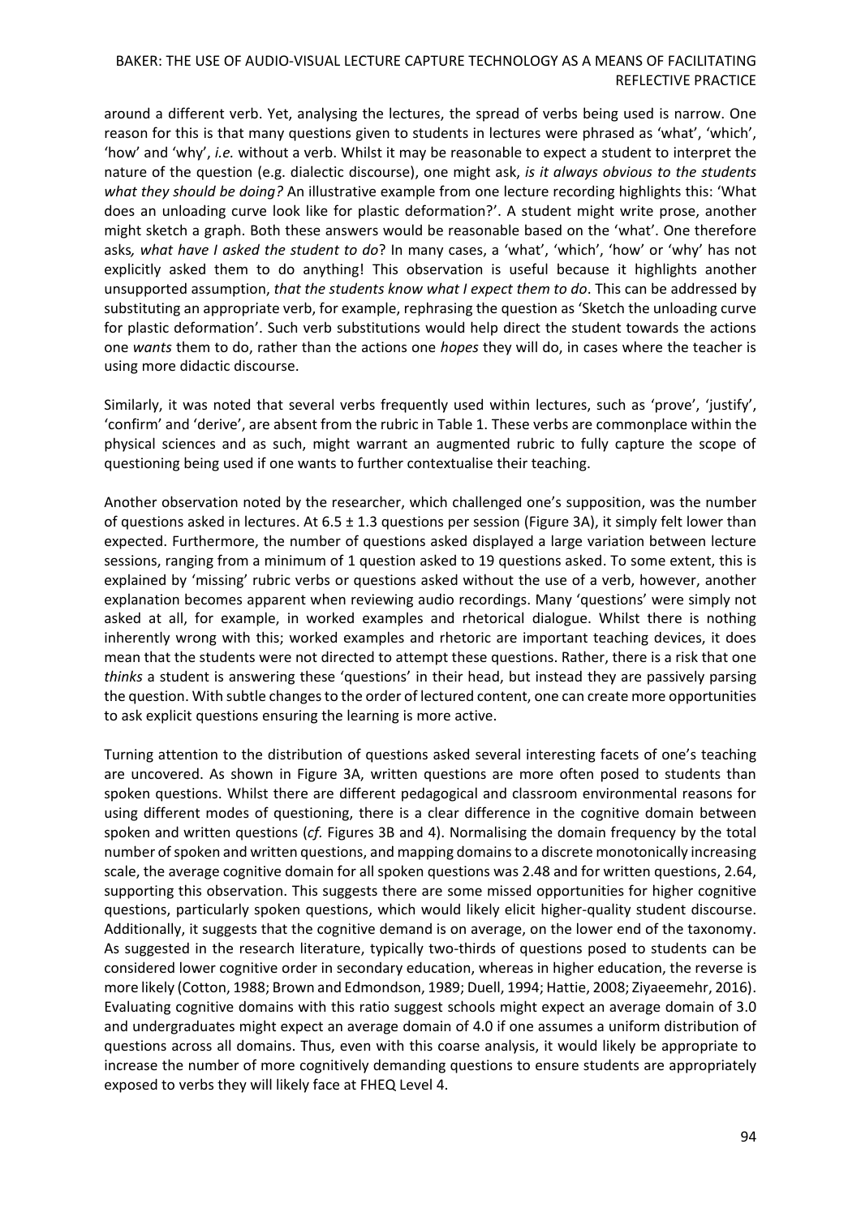around a different verb. Yet, analysing the lectures, the spread of verbs being used is narrow. One reason for this is that many questions given to students in lectures were phrased as 'what', 'which', 'how' and 'why', *i.e.* without a verb. Whilst it may be reasonable to expect a student to interpret the nature of the question (e.g. dialectic discourse), one might ask, *is it always obvious to the students what they should be doing?* An illustrative example from one lecture recording highlights this: 'What does an unloading curve look like for plastic deformation?'. A student might write prose, another might sketch a graph. Both these answers would be reasonable based on the 'what'. One therefore asks*, what have I asked the student to do*? In many cases, a 'what', 'which', 'how' or 'why' has not explicitly asked them to do anything! This observation is useful because it highlights another unsupported assumption, *that the students know what I expect them to do*. This can be addressed by substituting an appropriate verb, for example, rephrasing the question as 'Sketch the unloading curve for plastic deformation'. Such verb substitutions would help direct the student towards the actions one *wants* them to do, rather than the actions one *hopes* they will do, in cases where the teacher is using more didactic discourse.

Similarly, it was noted that several verbs frequently used within lectures, such as 'prove', 'justify', 'confirm' and 'derive', are absent from the rubric in Table 1. These verbs are commonplace within the physical sciences and as such, might warrant an augmented rubric to fully capture the scope of questioning being used if one wants to further contextualise their teaching.

Another observation noted by the researcher, which challenged one's supposition, was the number of questions asked in lectures. At $6.5 \pm 1.3$ questions per session (Figure 3A), it simply felt lower than expected. Furthermore, the number of questions asked displayed a large variation between lecture sessions, ranging from a minimum of 1 question asked to 19 questions asked. To some extent, this is explained by 'missing' rubric verbs or questions asked without the use of a verb, however, another explanation becomes apparent when reviewing audio recordings. Many 'questions' were simply not asked at all, for example, in worked examples and rhetorical dialogue. Whilst there is nothing inherently wrong with this; worked examples and rhetoric are important teaching devices, it does mean that the students were not directed to attempt these questions. Rather, there is a risk that one *thinks* a student is answering these 'questions' in their head, but instead they are passively parsing the question. With subtle changes to the order of lectured content, one can create more opportunities to ask explicit questions ensuring the learning is more active.

Turning attention to the distribution of questions asked several interesting facets of one's teaching are uncovered. As shown in Figure 3A, written questions are more often posed to students than spoken questions. Whilst there are different pedagogical and classroom environmental reasons for using different modes of questioning, there is a clear difference in the cognitive domain between spoken and written questions (*cf.* Figures 3B and 4). Normalising the domain frequency by the total number of spoken and written questions, and mapping domains to a discrete monotonically increasing scale, the average cognitive domain for all spoken questions was 2.48 and for written questions, 2.64, supporting this observation. This suggests there are some missed opportunities for higher cognitive questions, particularly spoken questions, which would likely elicit higher-quality student discourse. Additionally, it suggests that the cognitive demand is on average, on the lower end of the taxonomy. As suggested in the research literature, typically two-thirds of questions posed to students can be considered lower cognitive order in secondary education, whereas in higher education, the reverse is more likely (Cotton, 1988; Brown and Edmondson, 1989; Duell, 1994; Hattie, 2008; Ziyaeemehr, 2016). Evaluating cognitive domains with this ratio suggest schools might expect an average domain of 3.0 and undergraduates might expect an average domain of 4.0 if one assumes a uniform distribution of questions across all domains. Thus, even with this coarse analysis, it would likely be appropriate to increase the number of more cognitively demanding questions to ensure students are appropriately exposed to verbs they will likely face at FHEQ Level 4.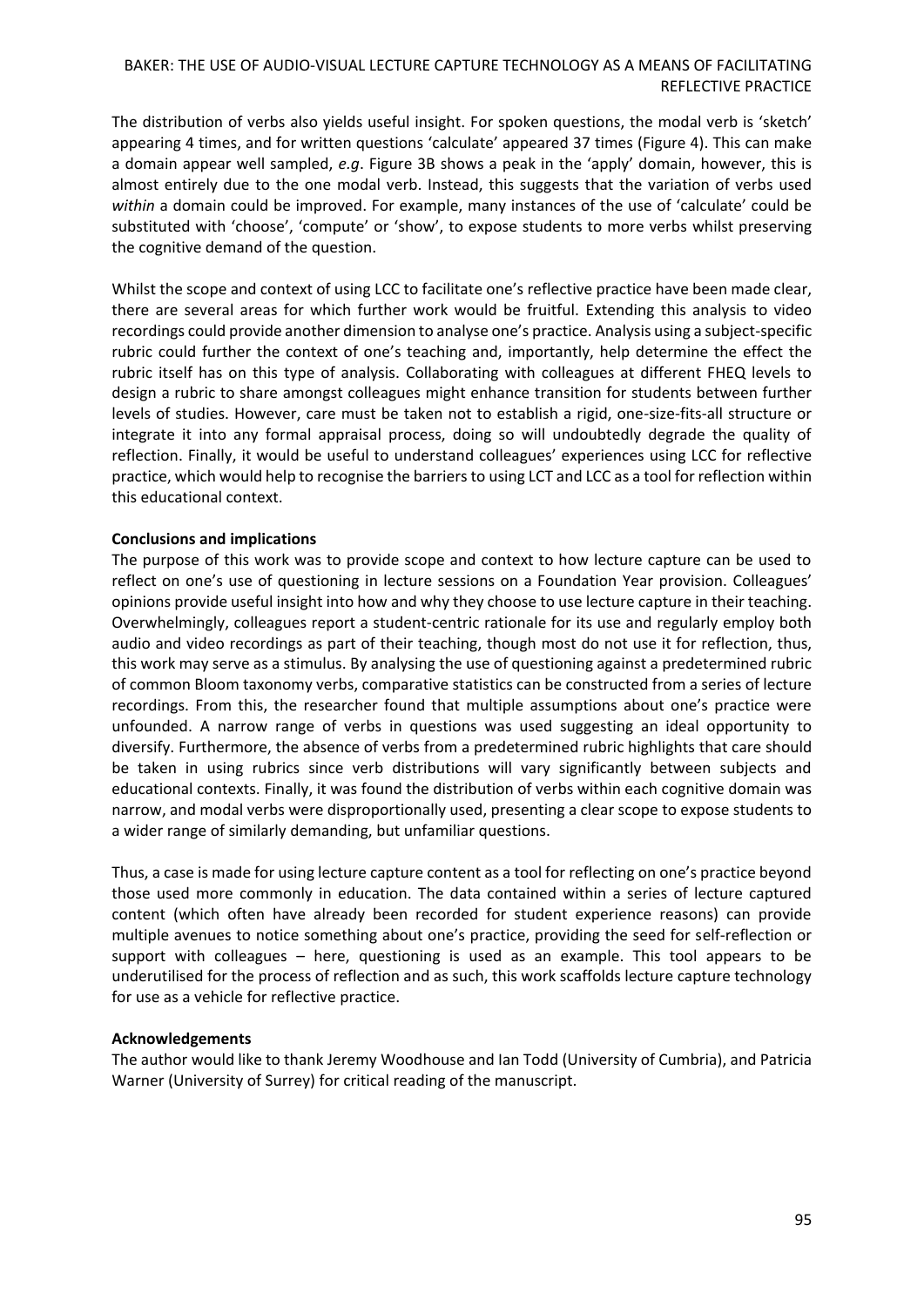The distribution of verbs also yields useful insight. For spoken questions, the modal verb is 'sketch' appearing 4 times, and for written questions 'calculate' appeared 37 times (Figure 4). This can make a domain appear well sampled, *e.g*. Figure 3B shows a peak in the 'apply' domain, however, this is almost entirely due to the one modal verb. Instead, this suggests that the variation of verbs used *within* a domain could be improved. For example, many instances of the use of 'calculate' could be substituted with 'choose', 'compute' or 'show', to expose students to more verbs whilst preserving the cognitive demand of the question.

Whilst the scope and context of using LCC to facilitate one's reflective practice have been made clear, there are several areas for which further work would be fruitful. Extending this analysis to video recordings could provide another dimension to analyse one's practice. Analysis using a subject-specific rubric could further the context of one's teaching and, importantly, help determine the effect the rubric itself has on this type of analysis. Collaborating with colleagues at different FHEQ levels to design a rubric to share amongst colleagues might enhance transition for students between further levels of studies. However, care must be taken not to establish a rigid, one-size-fits-all structure or integrate it into any formal appraisal process, doing so will undoubtedly degrade the quality of reflection. Finally, it would be useful to understand colleagues' experiences using LCC for reflective practice, which would help to recognise the barriers to using LCT and LCC as a tool for reflection within this educational context.

**Conclusions and implications**

The purpose of this work was to provide scope and context to how lecture capture can be used to reflect on one's use of questioning in lecture sessions on a Foundation Year provision. Colleagues' opinions provide useful insight into how and why they choose to use lecture capture in their teaching. Overwhelmingly, colleagues report a student-centric rationale for its use and regularly employ both audio and video recordings as part of their teaching, though most do not use it for reflection, thus, this work may serve as a stimulus. By analysing the use of questioning against a predetermined rubric of common Bloom taxonomy verbs, comparative statistics can be constructed from a series of lecture recordings. From this, the researcher found that multiple assumptions about one's practice were unfounded. A narrow range of verbs in questions was used suggesting an ideal opportunity to diversify. Furthermore, the absence of verbs from a predetermined rubric highlights that care should be taken in using rubrics since verb distributions will vary significantly between subjects and educational contexts. Finally, it was found the distribution of verbs within each cognitive domain was narrow, and modal verbs were disproportionally used, presenting a clear scope to expose students to a wider range of similarly demanding, but unfamiliar questions.

Thus, a case is made for using lecture capture content as a tool for reflecting on one's practice beyond those used more commonly in education. The data contained within a series of lecture captured content (which often have already been recorded for student experience reasons) can provide multiple avenues to notice something about one's practice, providing the seed for self-reflection or support with colleagues – here, questioning is used as an example. This tool appears to be underutilised for the process of reflection and as such, this work scaffolds lecture capture technology for use as a vehicle for reflective practice.

**Acknowledgements**

The author would like to thank Jeremy Woodhouse and Ian Todd (University of Cumbria), and Patricia Warner (University of Surrey) for critical reading of the manuscript.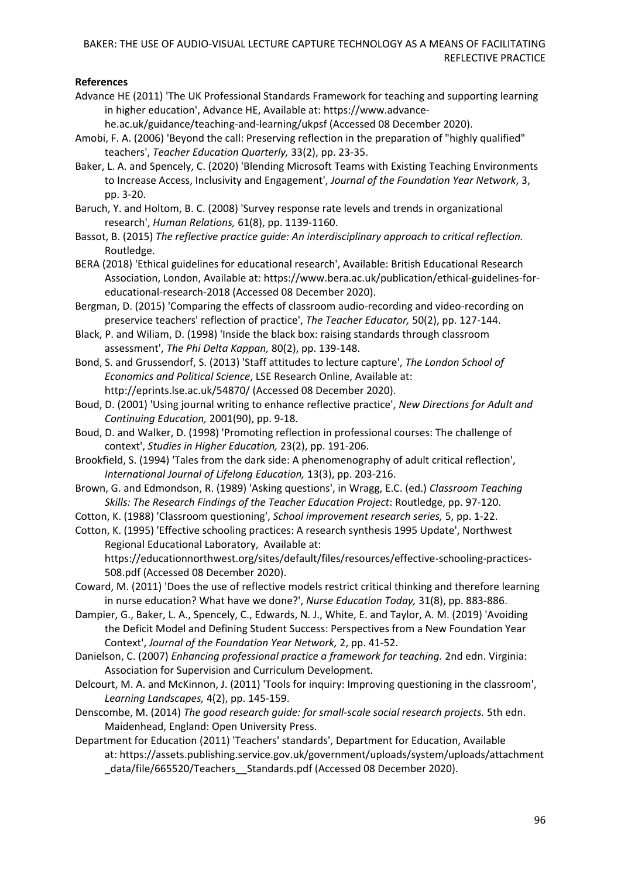**References**

Advance HE (2011) 'The UK Professional Standards Framework for teaching and supporting learning in higher education', Advance HE, Available at: https://www.advance-he.ac.uk/guidance/teaching-and-learning/ukpsf (Accessed 08 December 2020).

Amobi, F. A. (2006) 'Beyond the call: Preserving reflection in the preparation of "highly qualified" teachers', *Teacher Education Quarterly,* 33(2), pp. 23-35.

Baker, L. A. and Spencely, C. (2020) 'Blending Microsoft Teams with Existing Teaching Environments to Increase Access, Inclusivity and Engagement', *Journal of the Foundation Year Network*, 3, pp. 3-20.

Baruch, Y. and Holtom, B. C. (2008) 'Survey response rate levels and trends in organizational research', *Human Relations,* 61(8), pp. 1139-1160.

Bassot, B. (2015) *The reflective practice guide: An interdisciplinary approach to critical reflection.* Routledge.

BERA (2018) 'Ethical guidelines for educational research', Available: British Educational Research Association, London, Available at: https://www.bera.ac.uk/publication/ethical-guidelines-for-educational-research-2018 (Accessed 08 December 2020).

Bergman, D. (2015) 'Comparing the effects of classroom audio-recording and video-recording on preservice teachers' reflection of practice', *The Teacher Educator,* 50(2), pp. 127-144.

Black, P. and Wiliam, D. (1998) 'Inside the black box: raising standards through classroom assessment', *The Phi Delta Kappan,* 80(2), pp. 139-148.

Bond, S. and Grussendorf, S. (2013) 'Staff attitudes to lecture capture', *The London School of Economics and Political Science*, LSE Research Online, Available at: http://eprints.lse.ac.uk/54870/ (Accessed 08 December 2020).

Boud, D. (2001) 'Using journal writing to enhance reflective practice', *New Directions for Adult and Continuing Education,* 2001(90), pp. 9-18.

Boud, D. and Walker, D. (1998) 'Promoting reflection in professional courses: The challenge of context', *Studies in Higher Education,* 23(2), pp. 191-206.

Brookfield, S. (1994) 'Tales from the dark side: A phenomenography of adult critical reflection', *International Journal of Lifelong Education,* 13(3), pp. 203-216.

Brown, G. and Edmondson, R. (1989) 'Asking questions', in Wragg, E.C. (ed.) *Classroom Teaching Skills: The Research Findings of the Teacher Education Project*: Routledge, pp. 97-120.

Cotton, K. (1988) 'Classroom questioning', *School improvement research series,* 5, pp. 1-22.

Cotton, K. (1995) 'Effective schooling practices: A research synthesis 1995 Update', Northwest Regional Educational Laboratory, Available at: https://educationnorthwest.org/sites/default/files/resources/effective-schooling-practices-508.pdf (Accessed 08 December 2020).

Coward, M. (2011) 'Does the use of reflective models restrict critical thinking and therefore learning in nurse education? What have we done?', *Nurse Education Today,* 31(8), pp. 883-886.

Dampier, G., Baker, L. A., Spencely, C., Edwards, N. J., White, E. and Taylor, A. M. (2019) 'Avoiding the Deficit Model and Defining Student Success: Perspectives from a New Foundation Year Context', *Journal of the Foundation Year Network,* 2, pp. 41-52.

Danielson, C. (2007) *Enhancing professional practice a framework for teaching.* 2nd edn. Virginia: Association for Supervision and Curriculum Development.

Delcourt, M. A. and McKinnon, J. (2011) 'Tools for inquiry: Improving questioning in the classroom', *Learning Landscapes,* 4(2), pp. 145-159.

Denscombe, M. (2014) *The good research guide: for small-scale social research projects.* 5th edn. Maidenhead, England: Open University Press.

Department for Education (2011) 'Teachers' standards', Department for Education, Available at: https://assets.publishing.service.gov.uk/government/uploads/system/uploads/attachment_data/file/665520/Teachers__Standards.pdf (Accessed 08 December 2020).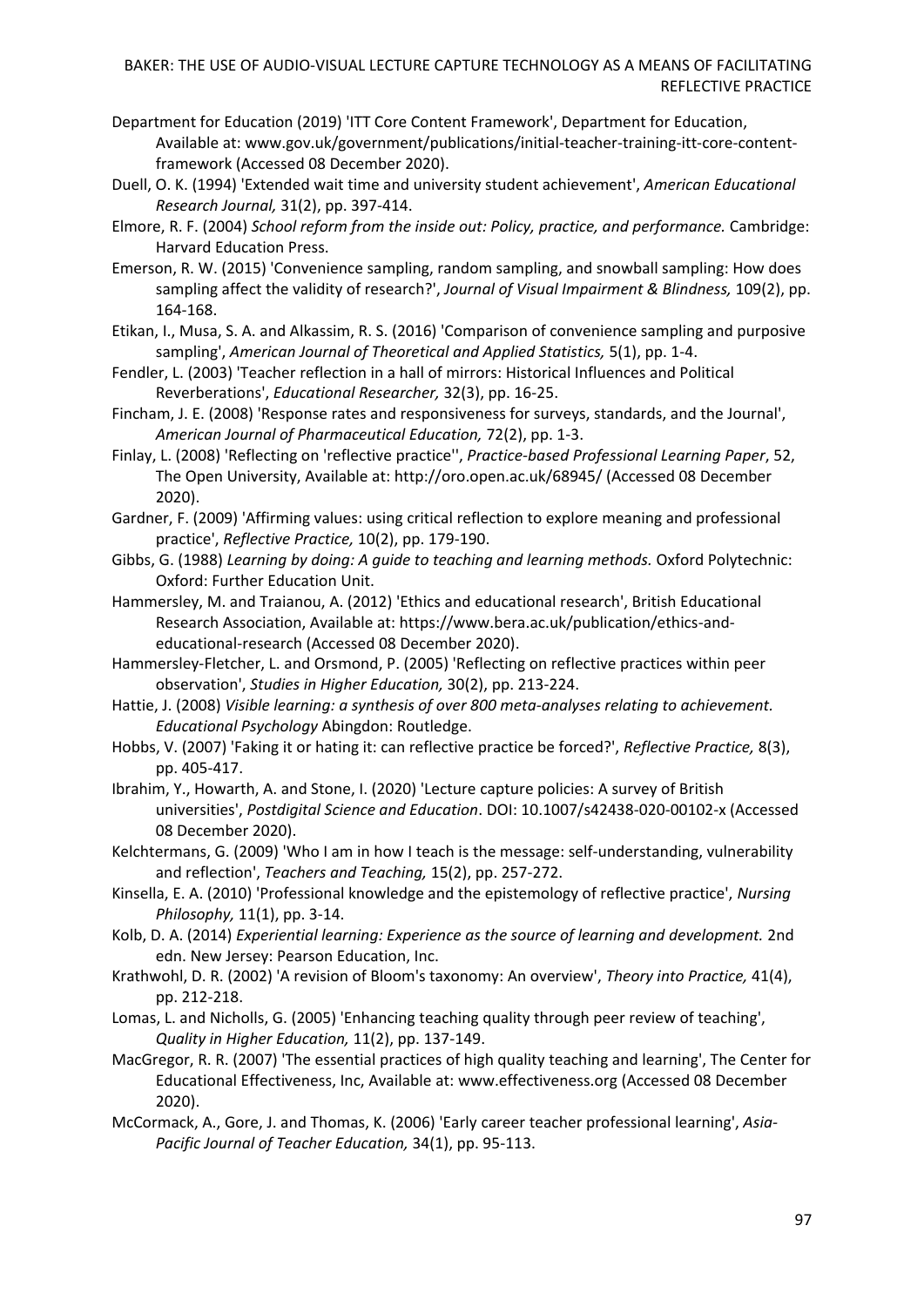Department for Education (2019) 'ITT Core Content Framework', Department for Education, Available at: www.gov.uk/government/publications/initial-teacher-training-itt-core-content-framework (Accessed 08 December 2020).

Duell, O. K. (1994) 'Extended wait time and university student achievement', *American Educational Research Journal,* 31(2), pp. 397-414.

Elmore, R. F. (2004) *School reform from the inside out: Policy, practice, and performance.* Cambridge: Harvard Education Press.

Emerson, R. W. (2015) 'Convenience sampling, random sampling, and snowball sampling: How does sampling affect the validity of research?', *Journal of Visual Impairment & Blindness,* 109(2), pp. 164-168.

Etikan, I., Musa, S. A. and Alkassim, R. S. (2016) 'Comparison of convenience sampling and purposive sampling', *American Journal of Theoretical and Applied Statistics,* 5(1), pp. 1-4.

Fendler, L. (2003) 'Teacher reflection in a hall of mirrors: Historical Influences and Political Reverberations', *Educational Researcher,* 32(3), pp. 16-25.

Fincham, J. E. (2008) 'Response rates and responsiveness for surveys, standards, and the Journal', *American Journal of Pharmaceutical Education,* 72(2), pp. 1-3.

Finlay, L. (2008) 'Reflecting on 'reflective practice'', *Practice-based Professional Learning Paper*, 52, The Open University, Available at: http://oro.open.ac.uk/68945/ (Accessed 08 December 2020).

Gardner, F. (2009) 'Affirming values: using critical reflection to explore meaning and professional practice', *Reflective Practice,* 10(2), pp. 179-190.

Gibbs, G. (1988) *Learning by doing: A guide to teaching and learning methods.* Oxford Polytechnic: Oxford: Further Education Unit.

Hammersley, M. and Traianou, A. (2012) 'Ethics and educational research', British Educational Research Association, Available at: https://www.bera.ac.uk/publication/ethics-and-educational-research (Accessed 08 December 2020).

Hammersley-Fletcher, L. and Orsmond, P. (2005) 'Reflecting on reflective practices within peer observation', *Studies in Higher Education,* 30(2), pp. 213-224.

Hattie, J. (2008) *Visible learning: a synthesis of over 800 meta-analyses relating to achievement. Educational Psychology* Abingdon: Routledge.

Hobbs, V. (2007) 'Faking it or hating it: can reflective practice be forced?', *Reflective Practice,* 8(3), pp. 405-417.

Ibrahim, Y., Howarth, A. and Stone, I. (2020) 'Lecture capture policies: A survey of British universities', *Postdigital Science and Education*. DOI: 10.1007/s42438-020-00102-x (Accessed 08 December 2020).

Kelchtermans, G. (2009) 'Who I am in how I teach is the message: self-understanding, vulnerability and reflection', *Teachers and Teaching,* 15(2), pp. 257-272.

Kinsella, E. A. (2010) 'Professional knowledge and the epistemology of reflective practice', *Nursing Philosophy,* 11(1), pp. 3-14.

Kolb, D. A. (2014) *Experiential learning: Experience as the source of learning and development.* 2nd edn. New Jersey: Pearson Education, Inc.

Krathwohl, D. R. (2002) 'A revision of Bloom's taxonomy: An overview', *Theory into Practice,* 41(4), pp. 212-218.

Lomas, L. and Nicholls, G. (2005) 'Enhancing teaching quality through peer review of teaching', *Quality in Higher Education,* 11(2), pp. 137-149.

MacGregor, R. R. (2007) 'The essential practices of high quality teaching and learning', The Center for Educational Effectiveness, Inc, Available at: www.effectiveness.org (Accessed 08 December 2020).

McCormack, A., Gore, J. and Thomas, K. (2006) 'Early career teacher professional learning', *Asia-Pacific Journal of Teacher Education,* 34(1), pp. 95-113.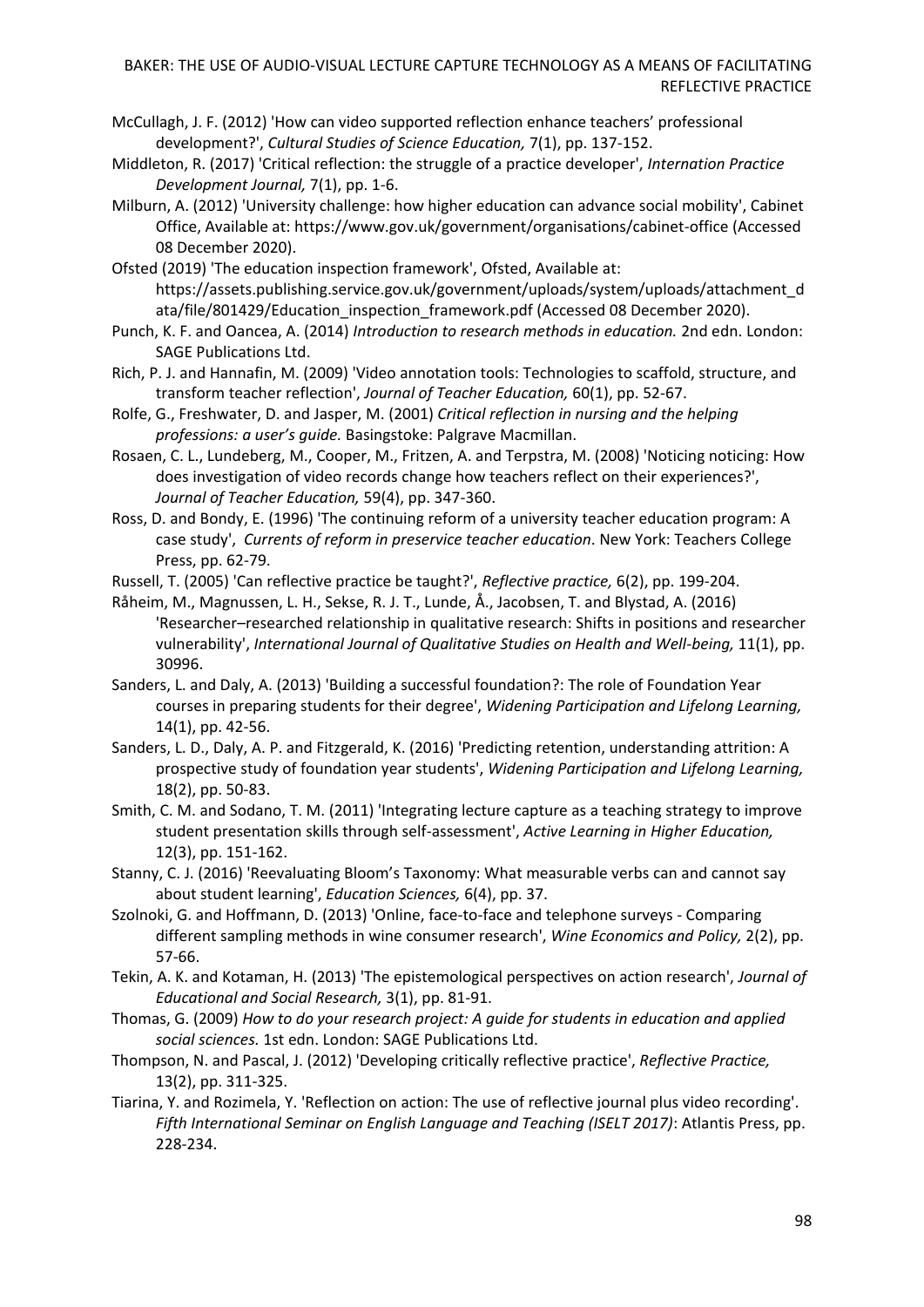McCullagh, J. F. (2012) 'How can video supported reflection enhance teachers' professional development?', *Cultural Studies of Science Education,* 7(1), pp. 137-152.

Middleton, R. (2017) 'Critical reflection: the struggle of a practice developer', *Internation Practice Development Journal,* 7(1), pp. 1-6.

Milburn, A. (2012) 'University challenge: how higher education can advance social mobility', Cabinet Office, Available at: https://www.gov.uk/government/organisations/cabinet-office (Accessed 08 December 2020).

Ofsted (2019) 'The education inspection framework', Ofsted, Available at: https://assets.publishing.service.gov.uk/government/uploads/system/uploads/attachment_data/file/801429/Education_inspection_framework.pdf (Accessed 08 December 2020).

Punch, K. F. and Oancea, A. (2014) *Introduction to research methods in education.* 2nd edn. London: SAGE Publications Ltd.

Rich, P. J. and Hannafin, M. (2009) 'Video annotation tools: Technologies to scaffold, structure, and transform teacher reflection', *Journal of Teacher Education,* 60(1), pp. 52-67.

Rolfe, G., Freshwater, D. and Jasper, M. (2001) *Critical reflection in nursing and the helping professions: a user's guide.* Basingstoke: Palgrave Macmillan.

Rosaen, C. L., Lundeberg, M., Cooper, M., Fritzen, A. and Terpstra, M. (2008) 'Noticing noticing: How does investigation of video records change how teachers reflect on their experiences?', *Journal of Teacher Education,* 59(4), pp. 347-360.

Ross, D. and Bondy, E. (1996) 'The continuing reform of a university teacher education program: A case study', *Currents of reform in preservice teacher education*. New York: Teachers College Press, pp. 62-79.

Russell, T. (2005) 'Can reflective practice be taught?', *Reflective practice,* 6(2), pp. 199-204.

Råheim, M., Magnussen, L. H., Sekse, R. J. T., Lunde, Å., Jacobsen, T. and Blystad, A. (2016) 'Researcher–researched relationship in qualitative research: Shifts in positions and researcher vulnerability', *International Journal of Qualitative Studies on Health and Well-being,* 11(1), pp. 30996.

Sanders, L. and Daly, A. (2013) 'Building a successful foundation?: The role of Foundation Year courses in preparing students for their degree', *Widening Participation and Lifelong Learning,* 14(1), pp. 42-56.

Sanders, L. D., Daly, A. P. and Fitzgerald, K. (2016) 'Predicting retention, understanding attrition: A prospective study of foundation year students', *Widening Participation and Lifelong Learning,* 18(2), pp. 50-83.

Smith, C. M. and Sodano, T. M. (2011) 'Integrating lecture capture as a teaching strategy to improve student presentation skills through self-assessment', *Active Learning in Higher Education,* 12(3), pp. 151-162.

Stanny, C. J. (2016) 'Reevaluating Bloom's Taxonomy: What measurable verbs can and cannot say about student learning', *Education Sciences,* 6(4), pp. 37.

Szolnoki, G. and Hoffmann, D. (2013) 'Online, face-to-face and telephone surveys - Comparing different sampling methods in wine consumer research', *Wine Economics and Policy,* 2(2), pp. 57-66.

Tekin, A. K. and Kotaman, H. (2013) 'The epistemological perspectives on action research', *Journal of Educational and Social Research,* 3(1), pp. 81-91.

Thomas, G. (2009) *How to do your research project: A guide for students in education and applied social sciences.* 1st edn. London: SAGE Publications Ltd.

Thompson, N. and Pascal, J. (2012) 'Developing critically reflective practice', *Reflective Practice,* 13(2), pp. 311-325.

Tiarina, Y. and Rozimela, Y. 'Reflection on action: The use of reflective journal plus video recording'. *Fifth International Seminar on English Language and Teaching (ISELT 2017)*: Atlantis Press, pp. 228-234.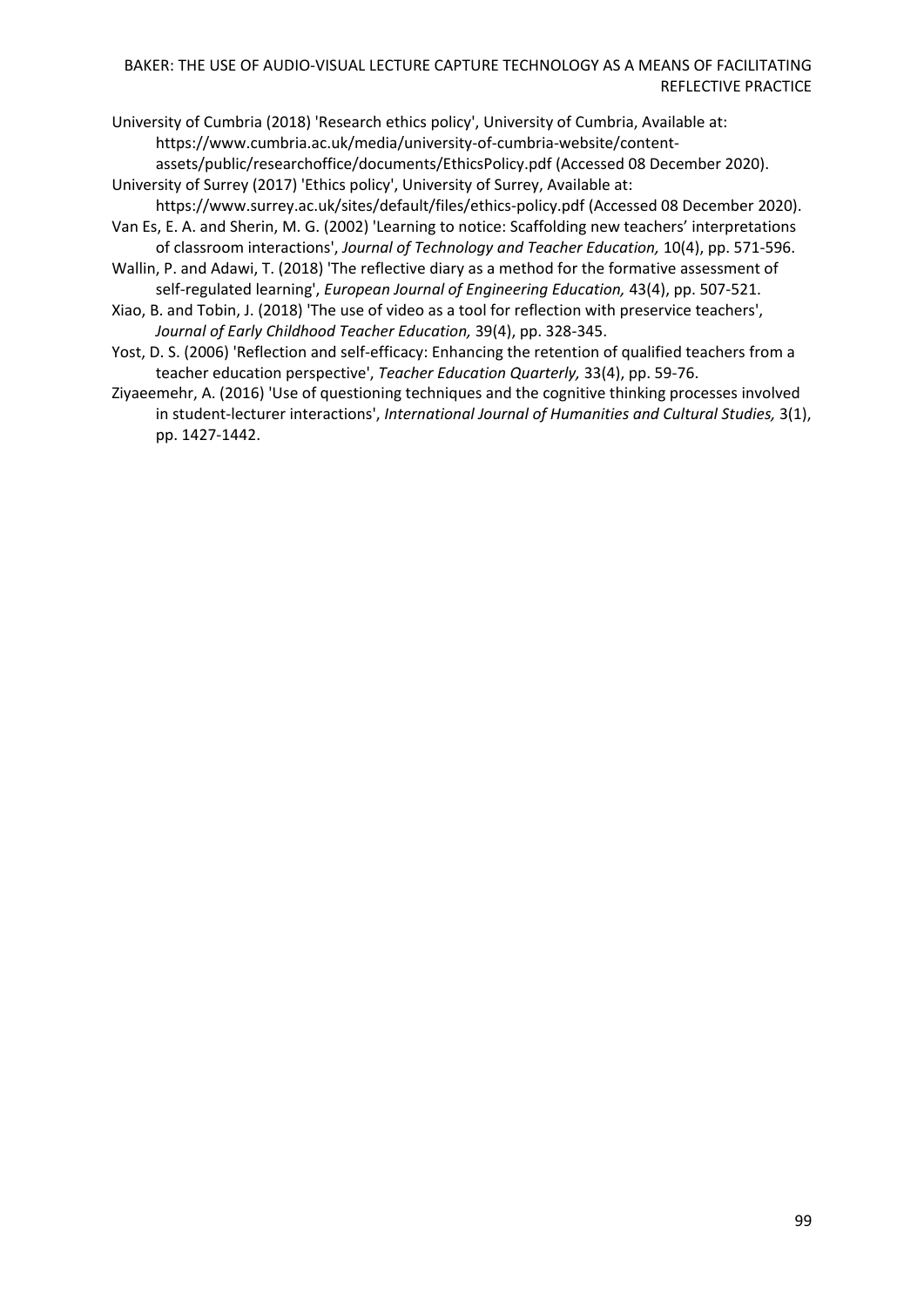University of Cumbria (2018) 'Research ethics policy', University of Cumbria, Available at: https://www.cumbria.ac.uk/media/university-of-cumbria-website/content-assets/public/researchoffice/documents/EthicsPolicy.pdf (Accessed 08 December 2020).

University of Surrey (2017) 'Ethics policy', University of Surrey, Available at: https://www.surrey.ac.uk/sites/default/files/ethics-policy.pdf (Accessed 08 December 2020).

Van Es, E. A. and Sherin, M. G. (2002) 'Learning to notice: Scaffolding new teachers' interpretations of classroom interactions', *Journal of Technology and Teacher Education,* 10(4), pp. 571-596.

Wallin, P. and Adawi, T. (2018) 'The reflective diary as a method for the formative assessment of self-regulated learning', *European Journal of Engineering Education,* 43(4), pp. 507-521.

Xiao, B. and Tobin, J. (2018) 'The use of video as a tool for reflection with preservice teachers', *Journal of Early Childhood Teacher Education,* 39(4), pp. 328-345.

Yost, D. S. (2006) 'Reflection and self-efficacy: Enhancing the retention of qualified teachers from a teacher education perspective', *Teacher Education Quarterly,* 33(4), pp. 59-76.

Ziyaeemehr, A. (2016) 'Use of questioning techniques and the cognitive thinking processes involved in student-lecturer interactions', *International Journal of Humanities and Cultural Studies,* 3(1), pp. 1427-1442.